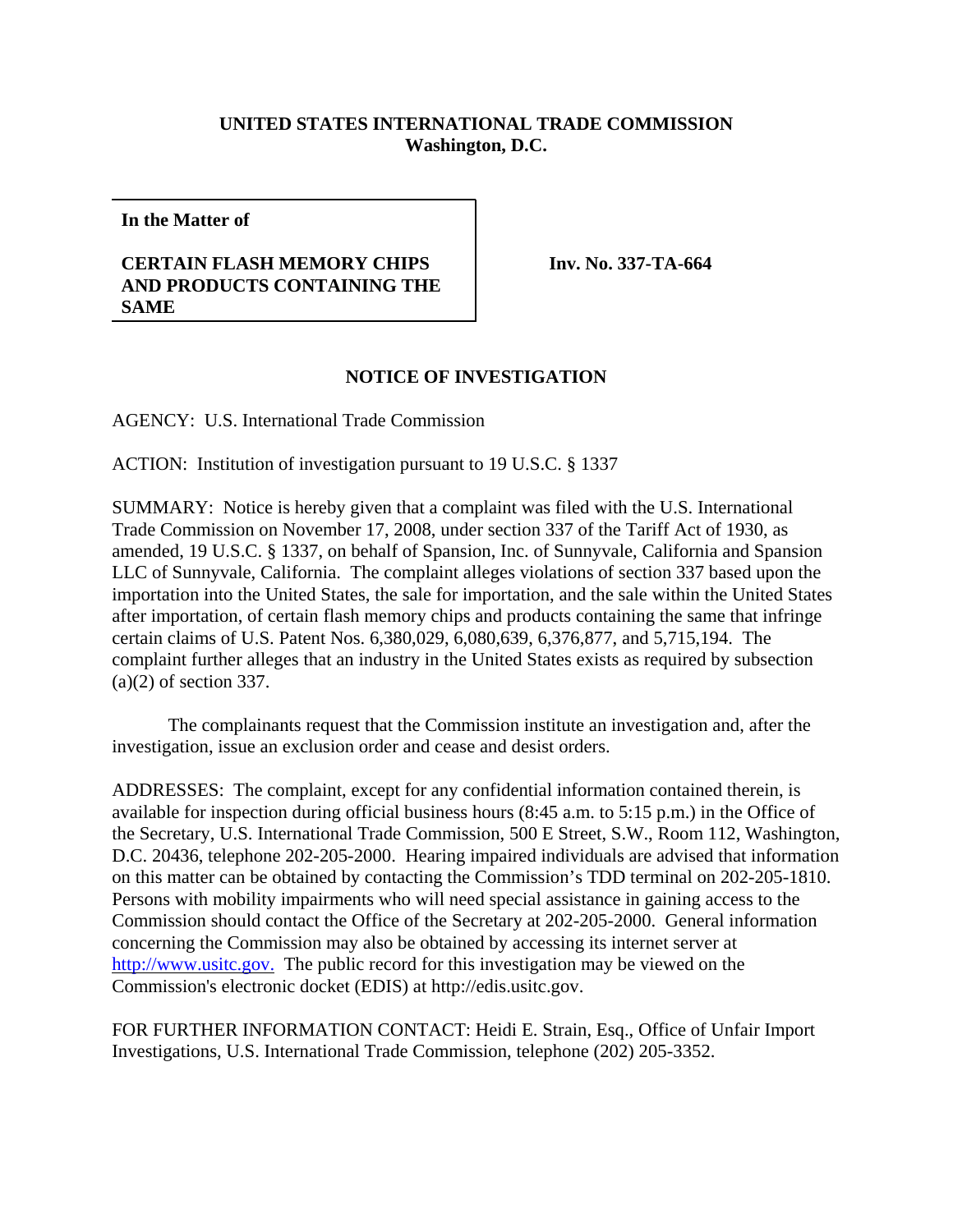**UNITED STATES INTERNATIONAL TRADE COMMISSION**
**Washington, D.C.**

**In the Matter of**

**CERTAIN FLASH MEMORY CHIPS AND PRODUCTS CONTAINING THE SAME**

**Inv. No. 337-TA-664**

## NOTICE OF INVESTIGATION

AGENCY: U.S. International Trade Commission

ACTION: Institution of investigation pursuant to 19 U.S.C. § 1337

SUMMARY: Notice is hereby given that a complaint was filed with the U.S. International Trade Commission on November 17, 2008, under section 337 of the Tariff Act of 1930, as amended, 19 U.S.C. § 1337, on behalf of Spansion, Inc. of Sunnyvale, California and Spansion LLC of Sunnyvale, California. The complaint alleges violations of section 337 based upon the importation into the United States, the sale for importation, and the sale within the United States after importation, of certain flash memory chips and products containing the same that infringe certain claims of U.S. Patent Nos. 6,380,029, 6,080,639, 6,376,877, and 5,715,194. The complaint further alleges that an industry in the United States exists as required by subsection (a)(2) of section 337.

The complainants request that the Commission institute an investigation and, after the investigation, issue an exclusion order and cease and desist orders.

ADDRESSES: The complaint, except for any confidential information contained therein, is available for inspection during official business hours (8:45 a.m. to 5:15 p.m.) in the Office of the Secretary, U.S. International Trade Commission, 500 E Street, S.W., Room 112, Washington, D.C. 20436, telephone 202-205-2000. Hearing impaired individuals are advised that information on this matter can be obtained by contacting the Commission's TDD terminal on 202-205-1810. Persons with mobility impairments who will need special assistance in gaining access to the Commission should contact the Office of the Secretary at 202-205-2000. General information concerning the Commission may also be obtained by accessing its internet server at http://www.usitc.gov. The public record for this investigation may be viewed on the Commission's electronic docket (EDIS) at http://edis.usitc.gov.

FOR FURTHER INFORMATION CONTACT: Heidi E. Strain, Esq., Office of Unfair Import Investigations, U.S. International Trade Commission, telephone (202) 205-3352.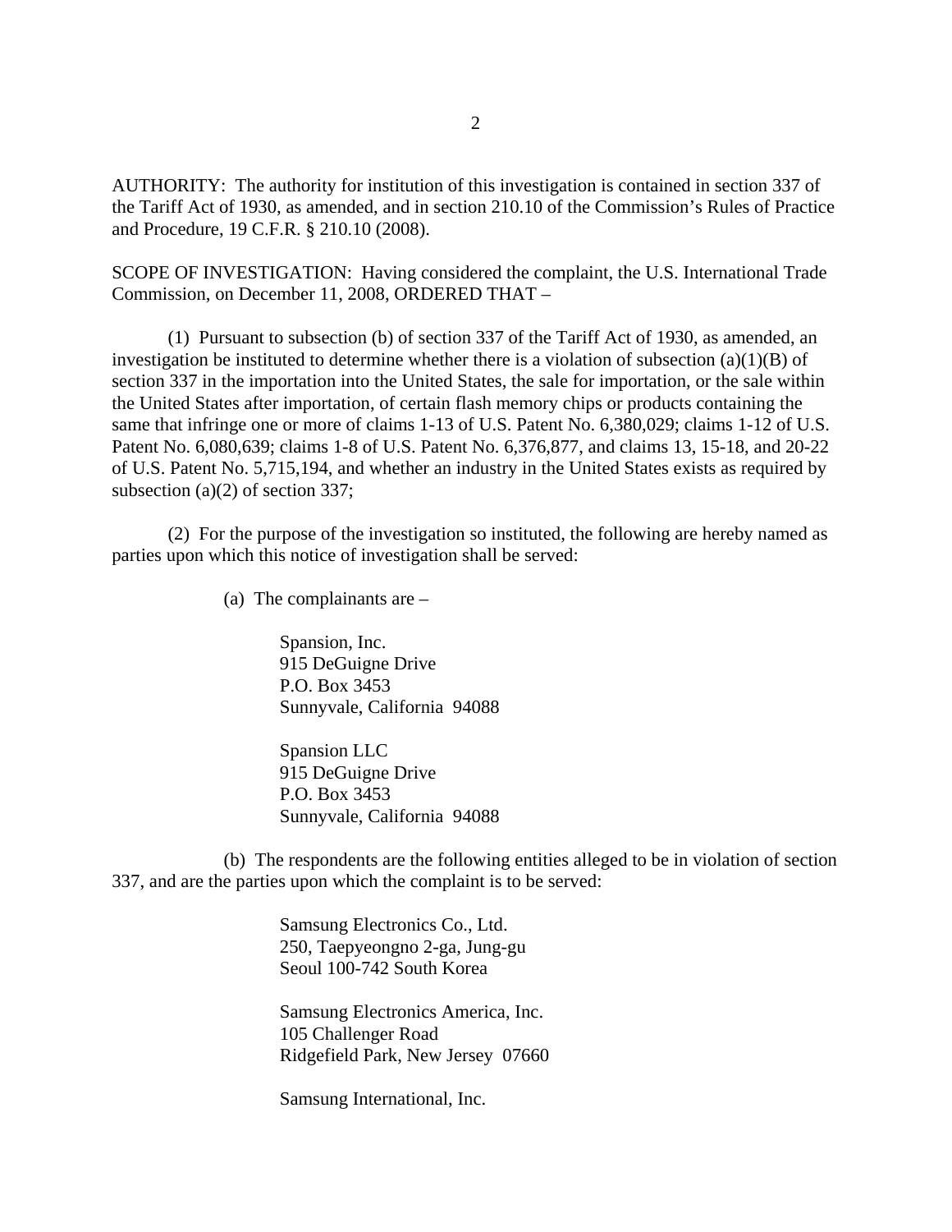AUTHORITY: The authority for institution of this investigation is contained in section 337 of the Tariff Act of 1930, as amended, and in section 210.10 of the Commission's Rules of Practice and Procedure, 19 C.F.R. § 210.10 (2008).

SCOPE OF INVESTIGATION: Having considered the complaint, the U.S. International Trade Commission, on December 11, 2008, ORDERED THAT –

(1) Pursuant to subsection (b) of section 337 of the Tariff Act of 1930, as amended, an investigation be instituted to determine whether there is a violation of subsection (a)(1)(B) of section 337 in the importation into the United States, the sale for importation, or the sale within the United States after importation, of certain flash memory chips or products containing the same that infringe one or more of claims 1-13 of U.S. Patent No. 6,380,029; claims 1-12 of U.S. Patent No. 6,080,639; claims 1-8 of U.S. Patent No. 6,376,877, and claims 13, 15-18, and 20-22 of U.S. Patent No. 5,715,194, and whether an industry in the United States exists as required by subsection (a)(2) of section 337;

(2) For the purpose of the investigation so instituted, the following are hereby named as parties upon which this notice of investigation shall be served:

(a) The complainants are –

Spansion, Inc.
915 DeGuigne Drive
P.O. Box 3453
Sunnyvale, California 94088

Spansion LLC
915 DeGuigne Drive
P.O. Box 3453
Sunnyvale, California 94088

(b) The respondents are the following entities alleged to be in violation of section 337, and are the parties upon which the complaint is to be served:

Samsung Electronics Co., Ltd.
250, Taepyeongno 2-ga, Jung-gu
Seoul 100-742 South Korea

Samsung Electronics America, Inc.
105 Challenger Road
Ridgefield Park, New Jersey 07660

Samsung International, Inc.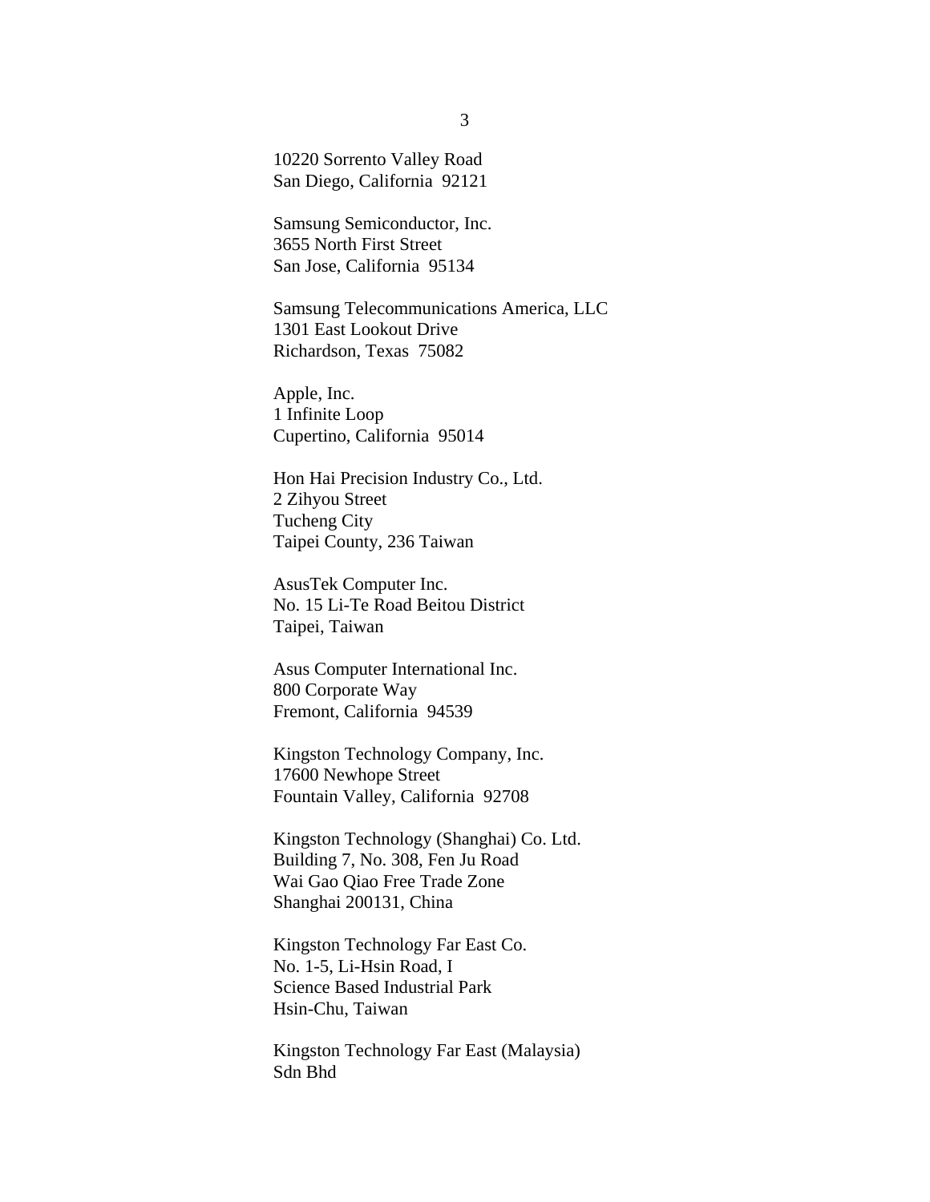10220 Sorrento Valley Road
San Diego, California 92121

Samsung Semiconductor, Inc.
3655 North First Street
San Jose, California 95134

Samsung Telecommunications America, LLC
1301 East Lookout Drive
Richardson, Texas 75082

Apple, Inc.
1 Infinite Loop
Cupertino, California 95014

Hon Hai Precision Industry Co., Ltd.
2 Zihyou Street
Tucheng City
Taipei County, 236 Taiwan

AsusTek Computer Inc.
No. 15 Li-Te Road Beitou District
Taipei, Taiwan

Asus Computer International Inc.
800 Corporate Way
Fremont, California 94539

Kingston Technology Company, Inc.
17600 Newhope Street
Fountain Valley, California 92708

Kingston Technology (Shanghai) Co. Ltd.
Building 7, No. 308, Fen Ju Road
Wai Gao Qiao Free Trade Zone
Shanghai 200131, China

Kingston Technology Far East Co.
No. 1-5, Li-Hsin Road, I
Science Based Industrial Park
Hsin-Chu, Taiwan

Kingston Technology Far East (Malaysia)
Sdn Bhd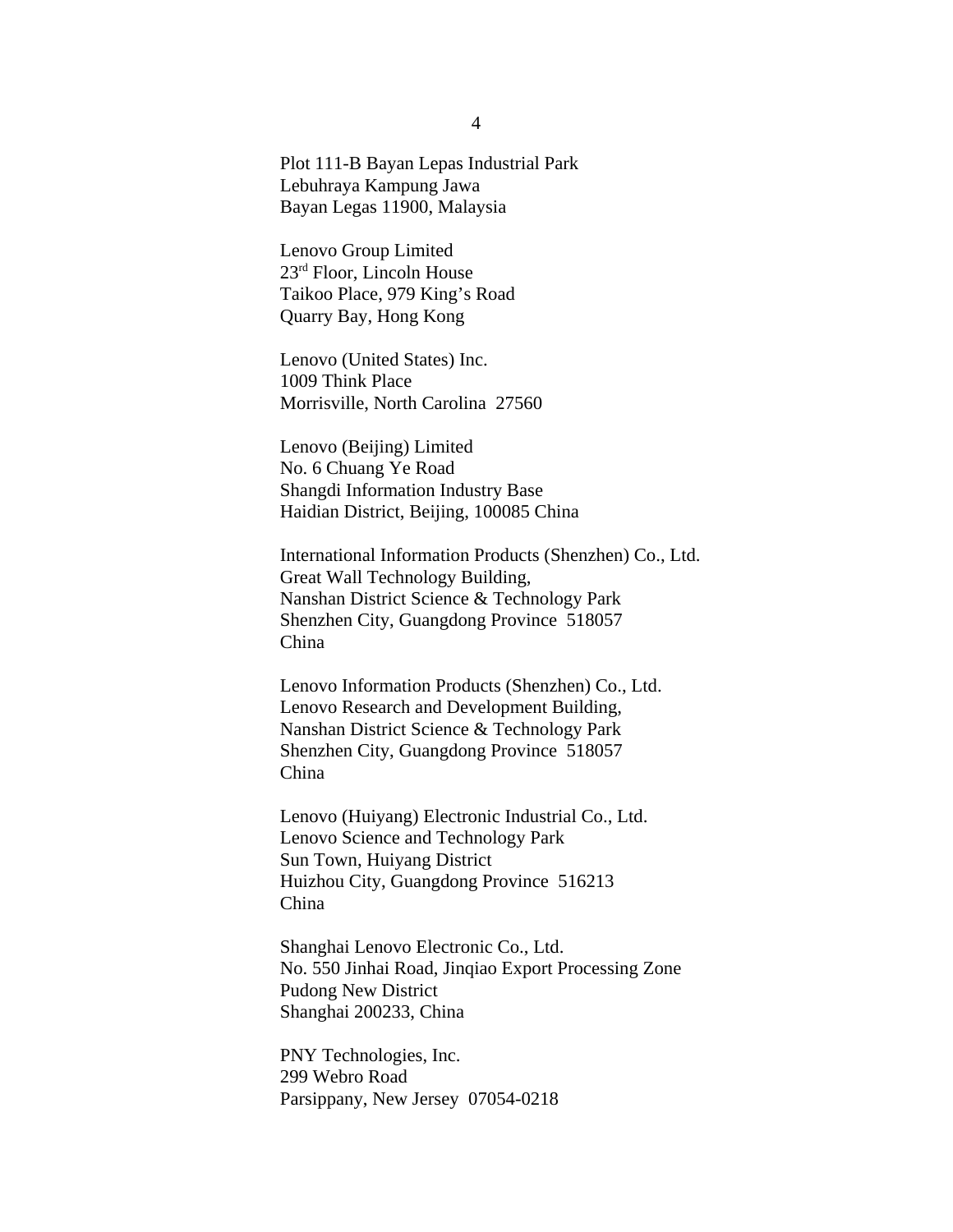Plot 111-B Bayan Lepas Industrial Park
Lebuhraya Kampung Jawa
Bayan Legas 11900, Malaysia

Lenovo Group Limited
23rd Floor, Lincoln House
Taikoo Place, 979 King's Road
Quarry Bay, Hong Kong

Lenovo (United States) Inc.
1009 Think Place
Morrisville, North Carolina 27560

Lenovo (Beijing) Limited
No. 6 Chuang Ye Road
Shangdi Information Industry Base
Haidian District, Beijing, 100085 China

International Information Products (Shenzhen) Co., Ltd.
Great Wall Technology Building,
Nanshan District Science & Technology Park
Shenzhen City, Guangdong Province 518057
China

Lenovo Information Products (Shenzhen) Co., Ltd.
Lenovo Research and Development Building,
Nanshan District Science & Technology Park
Shenzhen City, Guangdong Province 518057
China

Lenovo (Huiyang) Electronic Industrial Co., Ltd.
Lenovo Science and Technology Park
Sun Town, Huiyang District
Huizhou City, Guangdong Province 516213
China

Shanghai Lenovo Electronic Co., Ltd.
No. 550 Jinhai Road, Jinqiao Export Processing Zone
Pudong New District
Shanghai 200233, China

PNY Technologies, Inc.
299 Webro Road
Parsippany, New Jersey 07054-0218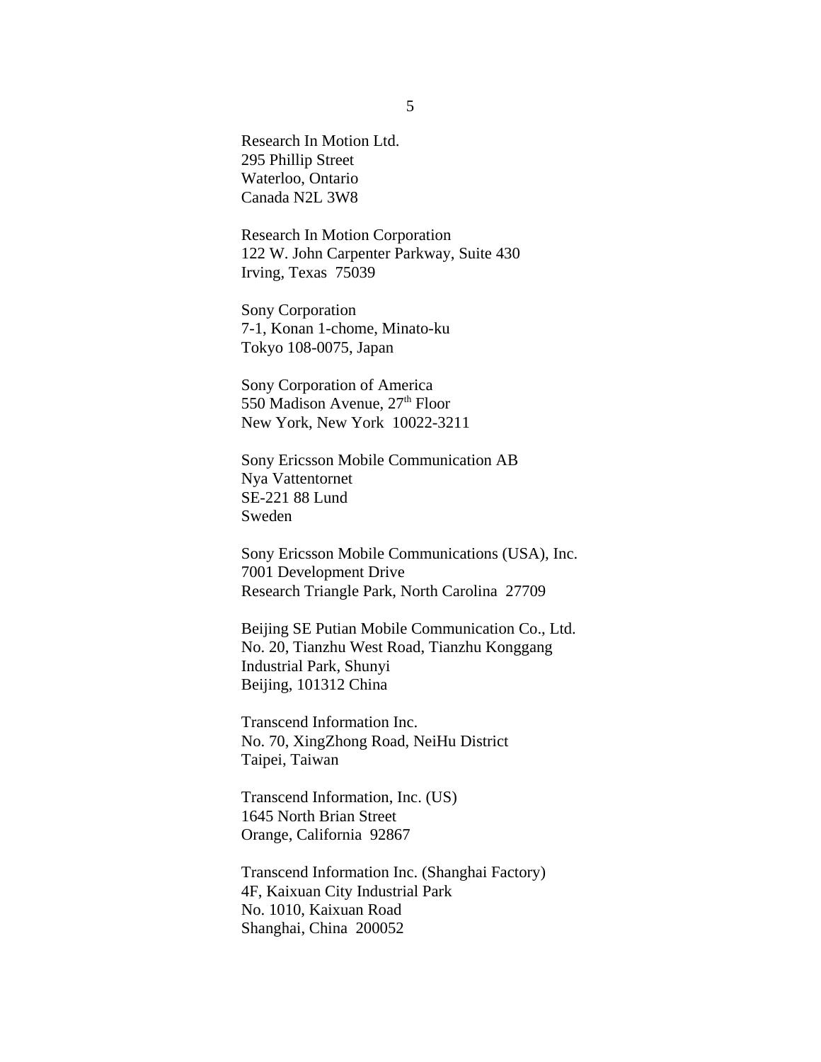Research In Motion Ltd.
295 Phillip Street
Waterloo, Ontario
Canada N2L 3W8

Research In Motion Corporation
122 W. John Carpenter Parkway, Suite 430
Irving, Texas  75039

Sony Corporation
7-1, Konan 1-chome, Minato-ku
Tokyo 108-0075, Japan

Sony Corporation of America
550 Madison Avenue, 27th Floor
New York, New York  10022-3211

Sony Ericsson Mobile Communication AB
Nya Vattentornet
SE-221 88 Lund
Sweden

Sony Ericsson Mobile Communications (USA), Inc.
7001 Development Drive
Research Triangle Park, North Carolina  27709

Beijing SE Putian Mobile Communication Co., Ltd.
No. 20, Tianzhu West Road, Tianzhu Konggang
Industrial Park, Shunyi
Beijing, 101312 China

Transcend Information Inc.
No. 70, XingZhong Road, NeiHu District
Taipei, Taiwan

Transcend Information, Inc. (US)
1645 North Brian Street
Orange, California  92867

Transcend Information Inc. (Shanghai Factory)
4F, Kaixuan City Industrial Park
No. 1010, Kaixuan Road
Shanghai, China  200052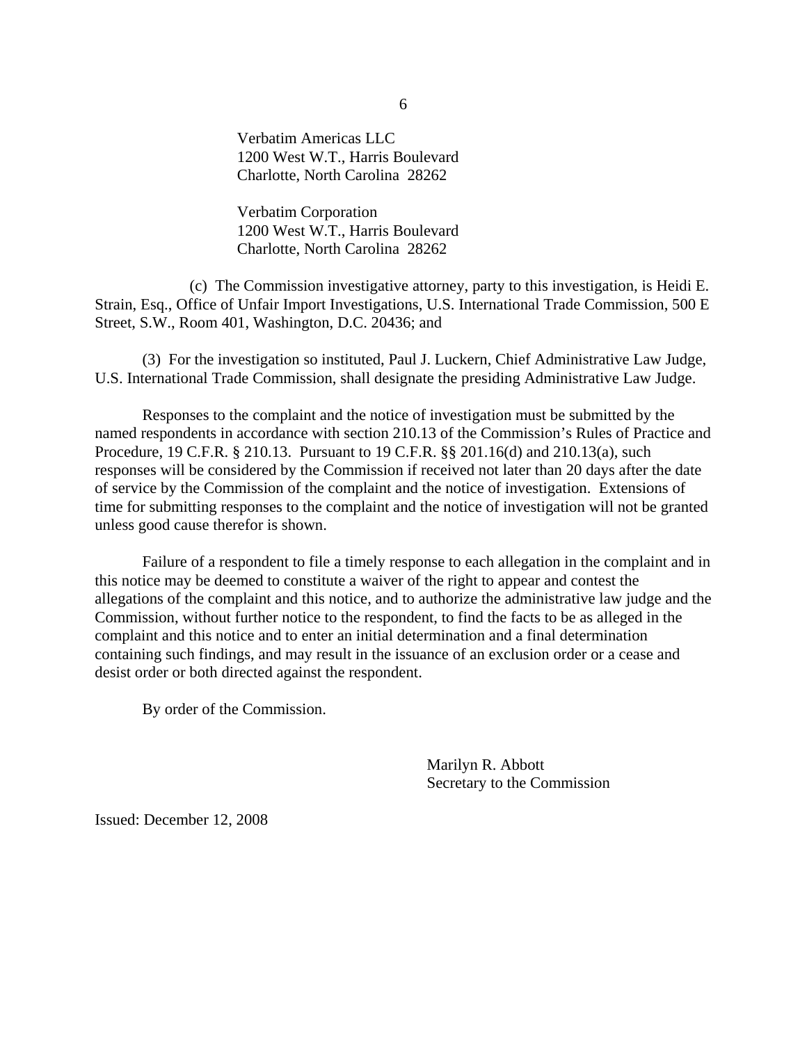Verbatim Americas LLC
1200 West W.T., Harris Boulevard
Charlotte, North Carolina 28262

Verbatim Corporation
1200 West W.T., Harris Boulevard
Charlotte, North Carolina 28262

(c) The Commission investigative attorney, party to this investigation, is Heidi E. Strain, Esq., Office of Unfair Import Investigations, U.S. International Trade Commission, 500 E Street, S.W., Room 401, Washington, D.C. 20436; and

(3) For the investigation so instituted, Paul J. Luckern, Chief Administrative Law Judge, U.S. International Trade Commission, shall designate the presiding Administrative Law Judge.

Responses to the complaint and the notice of investigation must be submitted by the named respondents in accordance with section 210.13 of the Commission's Rules of Practice and Procedure, 19 C.F.R. § 210.13. Pursuant to 19 C.F.R. §§ 201.16(d) and 210.13(a), such responses will be considered by the Commission if received not later than 20 days after the date of service by the Commission of the complaint and the notice of investigation. Extensions of time for submitting responses to the complaint and the notice of investigation will not be granted unless good cause therefor is shown.

Failure of a respondent to file a timely response to each allegation in the complaint and in this notice may be deemed to constitute a waiver of the right to appear and contest the allegations of the complaint and this notice, and to authorize the administrative law judge and the Commission, without further notice to the respondent, to find the facts to be as alleged in the complaint and this notice and to enter an initial determination and a final determination containing such findings, and may result in the issuance of an exclusion order or a cease and desist order or both directed against the respondent.

By order of the Commission.

Marilyn R. Abbott
Secretary to the Commission

Issued: December 12, 2008